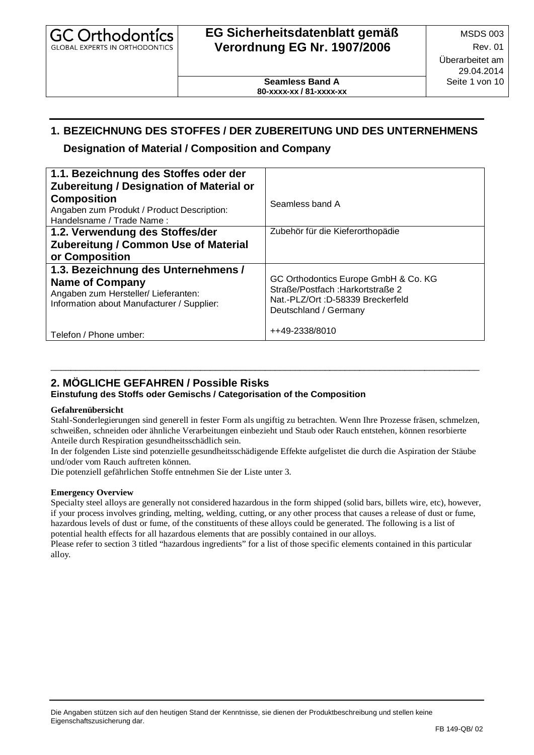# 1. BEZEICHNUNG DES STOFFES / DER ZUBEREITUNG UND DES UNTERNEHMENS

## Designation of Material / Composition and Company

| | |
|---|---|
| **1.1. Bezeichnung des Stoffes oder der Zubereitung / Designation of Material or Composition**<br>Angaben zum Produkt / Product Description:<br>Handelsname / Trade Name : | Seamless band A |
| **1.2. Verwendung des Stoffes/der Zubereitung / Common Use of Material or Composition** | Zubehör für die Kieferorthopädie |
| **1.3. Bezeichnung des Unternehmens / Name of Company**<br>Angaben zum Hersteller/ Lieferanten:<br>Information about Manufacturer / Supplier:<br><br>Telefon / Phone umber: | GC Orthodontics Europe GmbH & Co. KG<br>Straße/Postfach :Harkortstraße 2<br>Nat.-PLZ/Ort :D-58339 Breckerfeld<br>Deutschland / Germany<br><br>++49-2338/8010 |

---

# 2. MÖGLICHE GEFAHREN / Possible Risks

**Einstufung des Stoffs oder Gemischs / Categorisation of the Composition**

**Gefahrenübersicht**

Stahl-Sonderlegierungen sind generell in fester Form als ungiftig zu betrachten. Wenn Ihre Prozesse fräsen, schmelzen, schweißen, schneiden oder ähnliche Verarbeitungen einbezieht und Staub oder Rauch entstehen, können resorbierte Anteile durch Respiration gesundheitsschädlich sein.

In der folgenden Liste sind potenzielle gesundheitsschädigende Effekte aufgelistet die durch die Aspiration der Stäube und/oder vom Rauch auftreten können.

Die potenziell gefährlichen Stoffe entnehmen Sie der Liste unter 3.

**Emergency Overview**

Specialty steel alloys are generally not considered hazardous in the form shipped (solid bars, billets wire, etc), however, if your process involves grinding, melting, welding, cutting, or any other process that causes a release of dust or fume, hazardous levels of dust or fume, of the constituents of these alloys could be generated. The following is a list of potential health effects for all hazardous elements that are possibly contained in our alloys.

Please refer to section 3 titled "hazardous ingredients" for a list of those specific elements contained in this particular alloy.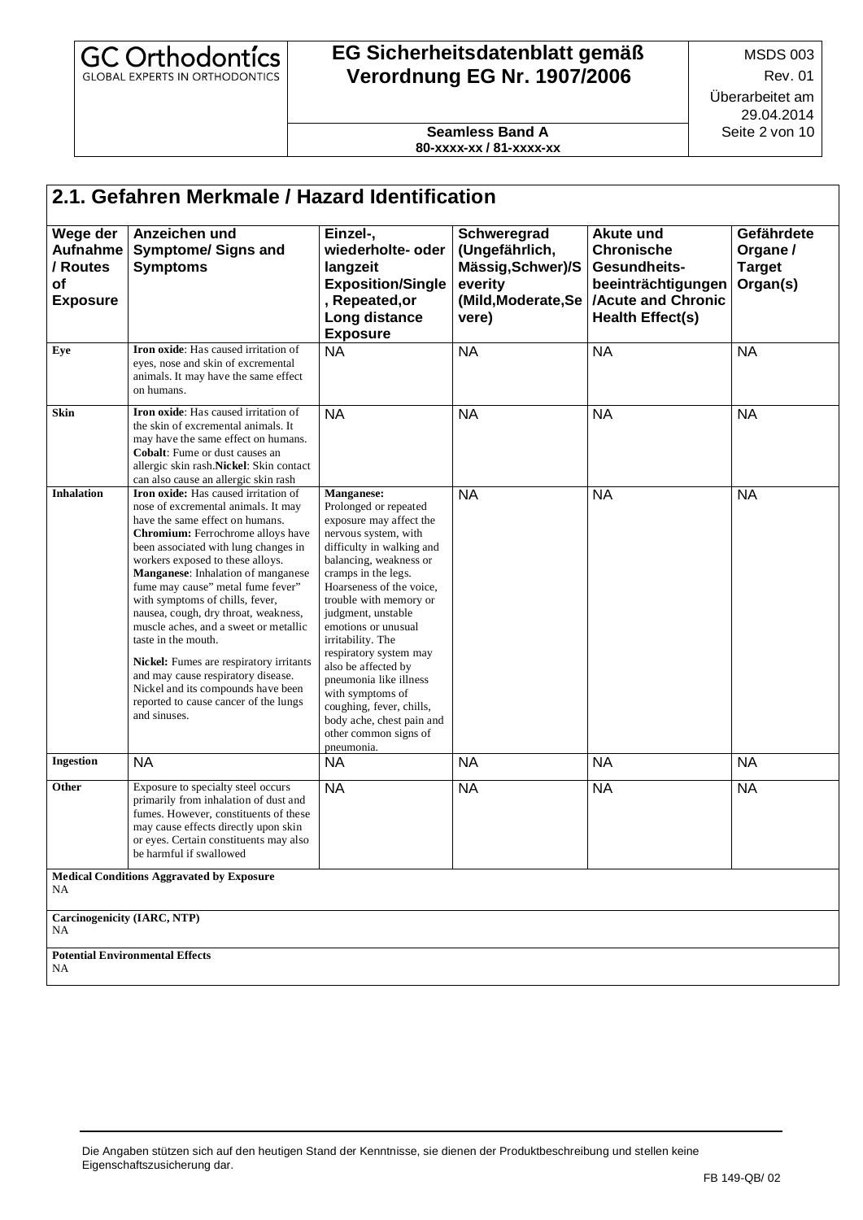## 2.1. Gefahren Merkmale / Hazard Identification

| Wege der Aufnahme / Routes of Exposure | Anzeichen und Symptome/ Signs and Symptoms | Einzel-, wiederholte- oder langzeit Exposition/Single, Repeated,or Long distance Exposure | Schweregrad (Ungefährlich, Mässig,Schwer)/Severity (Mild,Moderate,Severe) | Akute und Chronische Gesundheits-beeinträchtigungen /Acute and Chronic Health Effect(s) | Gefährdete Organe / Target Organ(s) |
|---|---|---|---|---|---|
| **Eye** | **Iron oxide**: Has caused irritation of eyes, nose and skin of excremental animals. It may have the same effect on humans. | NA | NA | NA | NA |
| **Skin** | **Iron oxide**: Has caused irritation of the skin of excremental animals. It may have the same effect on humans. **Cobalt**: Fume or dust causes an allergic skin rash. **Nickel**: Skin contact can also cause an allergic skin rash | NA | NA | NA | NA |
| **Inhalation** | **Iron oxide:** Has caused irritation of nose of excremental animals. It may have the same effect on humans. **Chromium:** Ferrochrome alloys have been associated with lung changes in workers exposed to these alloys. **Manganese**: Inhalation of manganese fume may cause" metal fume fever" with symptoms of chills, fever, nausea, cough, dry throat, weakness, muscle aches, and a sweet or metallic taste in the mouth. **Nickel:** Fumes are respiratory irritants and may cause respiratory disease. Nickel and its compounds have been reported to cause cancer of the lungs and sinuses. | **Manganese:** Prolonged or repeated exposure may affect the nervous system, with difficulty in walking and balancing, weakness or cramps in the legs. Hoarseness of the voice, trouble with memory or judgment, unstable emotions or unusual irritability. The respiratory system may also be affected by pneumonia like illness with symptoms of coughing, fever, chills, body ache, chest pain and other common signs of pneumonia. | NA | NA | NA |
| **Ingestion** | NA | NA | NA | NA | NA |
| **Other** | Exposure to specialty steel occurs primarily from inhalation of dust and fumes. However, constituents of these may cause effects directly upon skin or eyes. Certain constituents may also be harmful if swallowed | NA | NA | NA | NA |

**Medical Conditions Aggravated by Exposure**
NA

**Carcinogenicity (IARC, NTP)**
NA

**Potential Environmental Effects**
NA

Die Angaben stützen sich auf den heutigen Stand der Kenntnisse, sie dienen der Produktbeschreibung und stellen keine Eigenschaftszusicherung dar.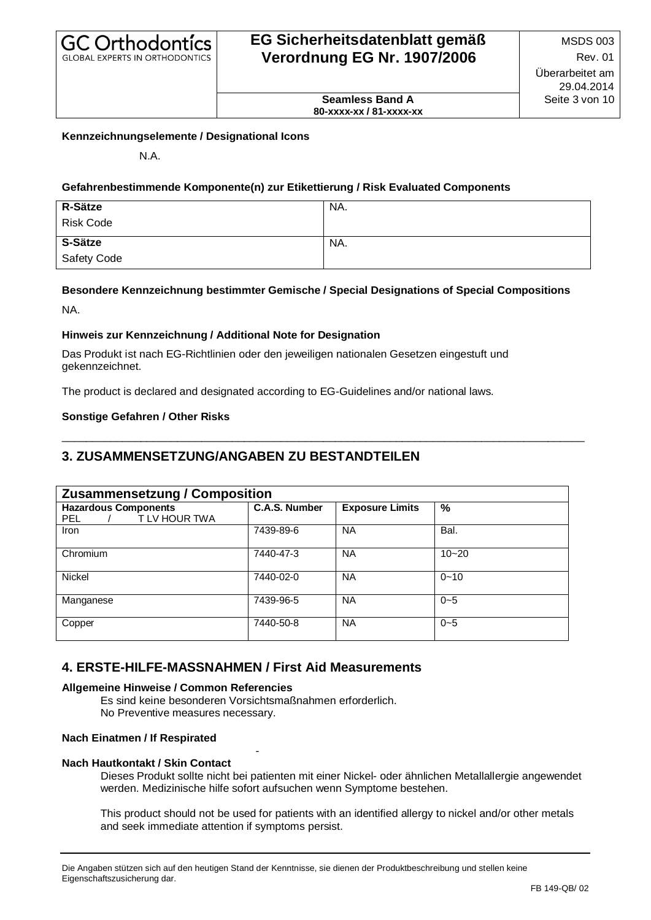**Kennzeichnungselemente / Designational Icons**

N.A.

**Gefahrenbestimmende Komponente(n) zur Etikettierung / Risk Evaluated Components**

| **R-Sätze** Risk Code | NA. |
|---|---|
| **S-Sätze** Safety Code | NA. |

**Besondere Kennzeichnung bestimmter Gemische / Special Designations of Special Compositions**

NA.

**Hinweis zur Kennzeichnung / Additional Note for Designation**

Das Produkt ist nach EG-Richtlinien oder den jeweiligen nationalen Gesetzen eingestuft und gekennzeichnet.

The product is declared and designated according to EG-Guidelines and/or national laws.

**Sonstige Gefahren / Other Risks**

---

## 3. ZUSAMMENSETZUNG/ANGABEN ZU BESTANDTEILEN

| **Zusammensetzung / Composition** | | | |
|---|---|---|---|
| **Hazardous Components** PEL / T LV HOUR TWA | **C.A.S. Number** | **Exposure Limits** | **%** |
| Iron | 7439-89-6 | NA | Bal. |
| Chromium | 7440-47-3 | NA | 10~20 |
| Nickel | 7440-02-0 | NA | 0~10 |
| Manganese | 7439-96-5 | NA | 0~5 |
| Copper | 7440-50-8 | NA | 0~5 |

## 4. ERSTE-HILFE-MASSNAHMEN / First Aid Measurements

**Allgemeine Hinweise / Common Referencies**

Es sind keine besonderen Vorsichtsmaßnahmen erforderlich.
No Preventive measures necessary.

**Nach Einatmen / If Respirated**

-

**Nach Hautkontakt / Skin Contact**

Dieses Produkt sollte nicht bei patienten mit einer Nickel- oder ähnlichen Metallallergie angewendet werden. Medizinische hilfe sofort aufsuchen wenn Symptome bestehen.

This product should not be used for patients with an identified allergy to nickel and/or other metals and seek immediate attention if symptoms persist.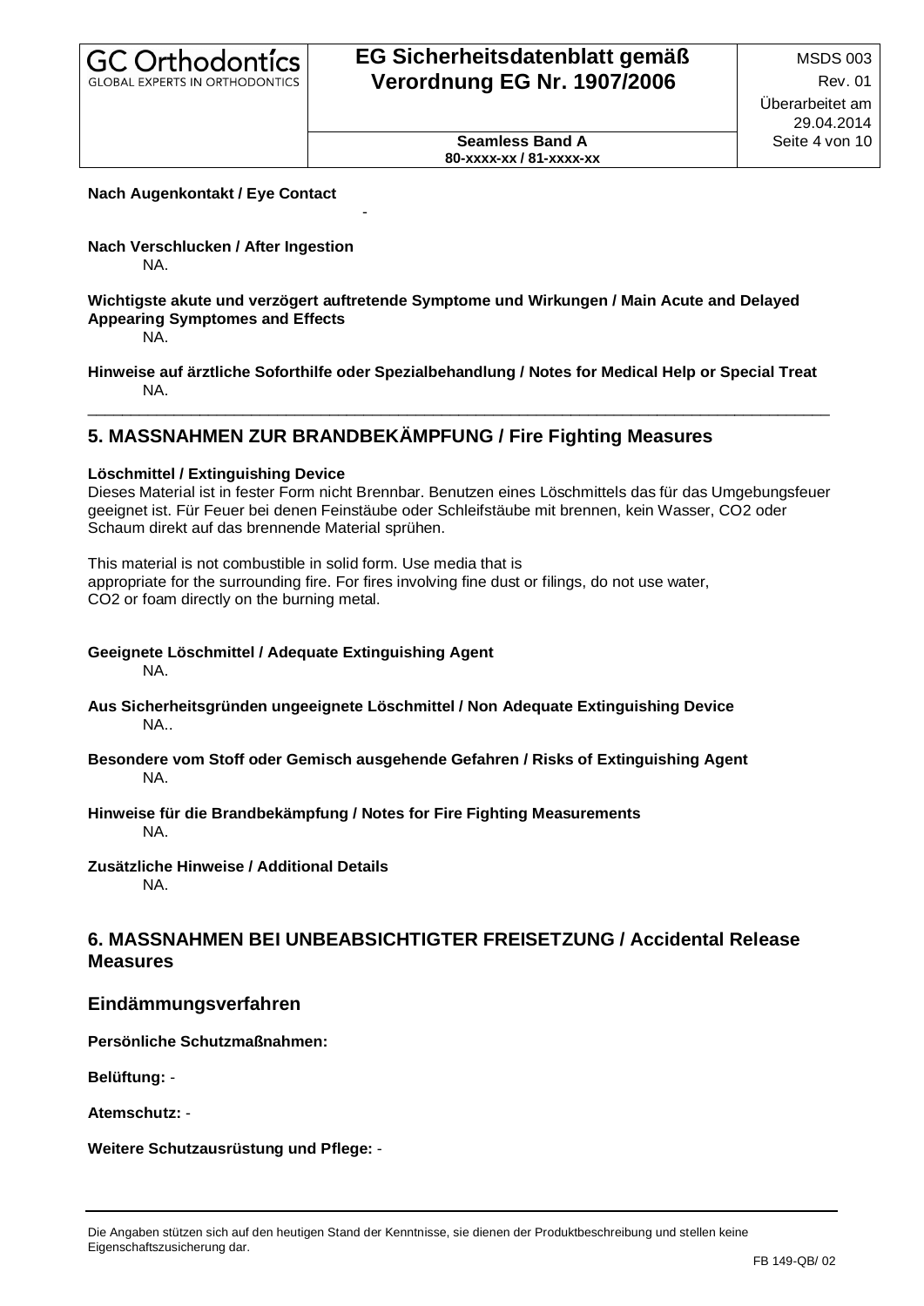**Nach Augenkontakt / Eye Contact**

-

**Nach Verschlucken / After Ingestion**

NA.

**Wichtigste akute und verzögert auftretende Symptome und Wirkungen / Main Acute and Delayed Appearing Symptomes and Effects**

NA.

**Hinweise auf ärztliche Soforthilfe oder Spezialbehandlung / Notes for Medical Help or Special Treat**

NA.

---

## 5. MASSNAHMEN ZUR BRANDBEKÄMPFUNG / Fire Fighting Measures

**Löschmittel / Extinguishing Device**

Dieses Material ist in fester Form nicht Brennbar. Benutzen eines Löschmittels das für das Umgebungsfeuer geeignet ist. Für Feuer bei denen Feinstäube oder Schleifstäube mit brennen, kein Wasser, CO2 oder Schaum direkt auf das brennende Material sprühen.

This material is not combustible in solid form. Use media that is appropriate for the surrounding fire. For fires involving fine dust or filings, do not use water, CO2 or foam directly on the burning metal.

**Geeignete Löschmittel / Adequate Extinguishing Agent**

NA.

**Aus Sicherheitsgründen ungeeignete Löschmittel / Non Adequate Extinguishing Device**

NA..

**Besondere vom Stoff oder Gemisch ausgehende Gefahren / Risks of Extinguishing Agent**

NA.

**Hinweise für die Brandbekämpfung / Notes for Fire Fighting Measurements**

NA.

**Zusätzliche Hinweise / Additional Details**

NA.

## 6. MASSNAHMEN BEI UNBEABSICHTIGTER FREISETZUNG / Accidental Release Measures

### Eindämmungsverfahren

**Persönliche Schutzmaßnahmen:**

**Belüftung:** -

**Atemschutz:** -

**Weitere Schutzausrüstung und Pflege:** -

Die Angaben stützen sich auf den heutigen Stand der Kenntnisse, sie dienen der Produktbeschreibung und stellen keine Eigenschaftszusicherung dar.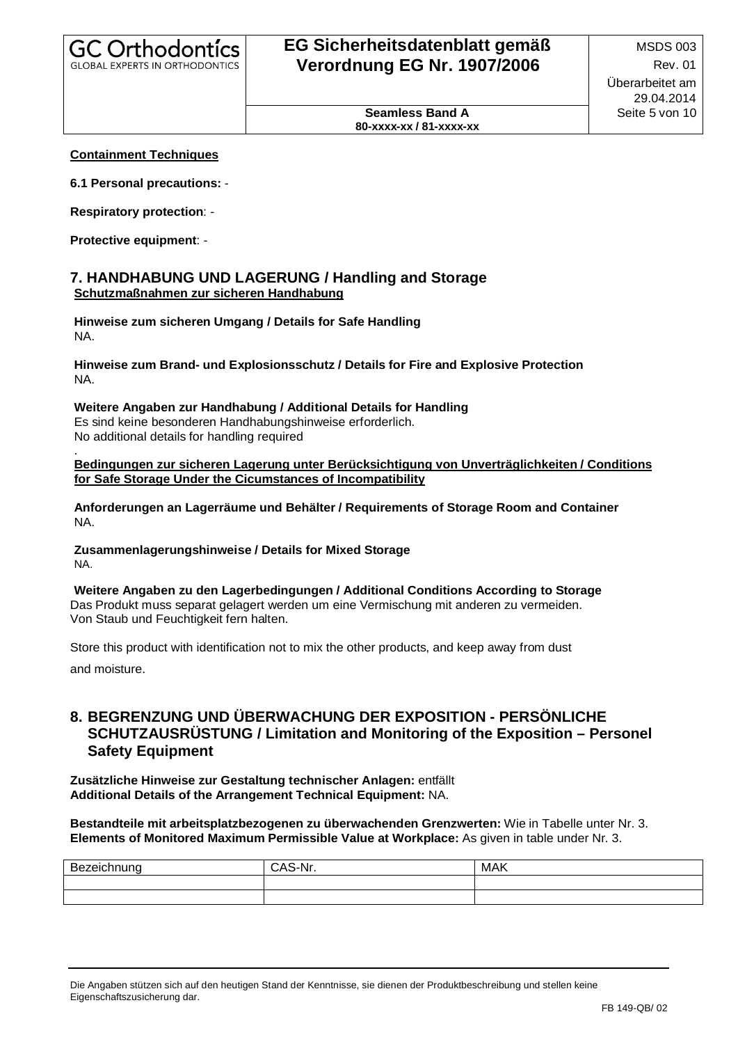**Containment Techniques**

**6.1 Personal precautions:** -

**Respiratory protection**: -

**Protective equipment**: -

## 7. HANDHABUNG UND LAGERUNG / Handling and Storage

**Schutzmaßnahmen zur sicheren Handhabung**

**Hinweise zum sicheren Umgang / Details for Safe Handling**
NA.

**Hinweise zum Brand- und Explosionsschutz / Details for Fire and Explosive Protection**
NA.

**Weitere Angaben zur Handhabung / Additional Details for Handling**
Es sind keine besonderen Handhabungshinweise erforderlich.
No additional details for handling required
.

**Bedingungen zur sicheren Lagerung unter Berücksichtigung von Unverträglichkeiten / Conditions for Safe Storage Under the Cicumstances of Incompatibility**

**Anforderungen an Lagerräume und Behälter / Requirements of Storage Room and Container**
NA.

**Zusammenlagerungshinweise / Details for Mixed Storage**
NA.

**Weitere Angaben zu den Lagerbedingungen / Additional Conditions According to Storage**
Das Produkt muss separat gelagert werden um eine Vermischung mit anderen zu vermeiden.
Von Staub und Feuchtigkeit fern halten.

Store this product with identification not to mix the other products, and keep away from dust and moisture.

## 8. BEGRENZUNG UND ÜBERWACHUNG DER EXPOSITION - PERSÖNLICHE SCHUTZAUSRÜSTUNG / Limitation and Monitoring of the Exposition – Personel Safety Equipment

**Zusätzliche Hinweise zur Gestaltung technischer Anlagen:** entfällt
**Additional Details of the Arrangement Technical Equipment:** NA.

**Bestandteile mit arbeitsplatzbezogenen zu überwachenden Grenzwerten:** Wie in Tabelle unter Nr. 3.
**Elements of Monitored Maximum Permissible Value at Workplace:** As given in table under Nr. 3.

| Bezeichnung | CAS-Nr. | MAK |
|---|---|---|
| | | |
| | | |

Die Angaben stützen sich auf den heutigen Stand der Kenntnisse, sie dienen der Produktbeschreibung und stellen keine Eigenschaftszusicherung dar.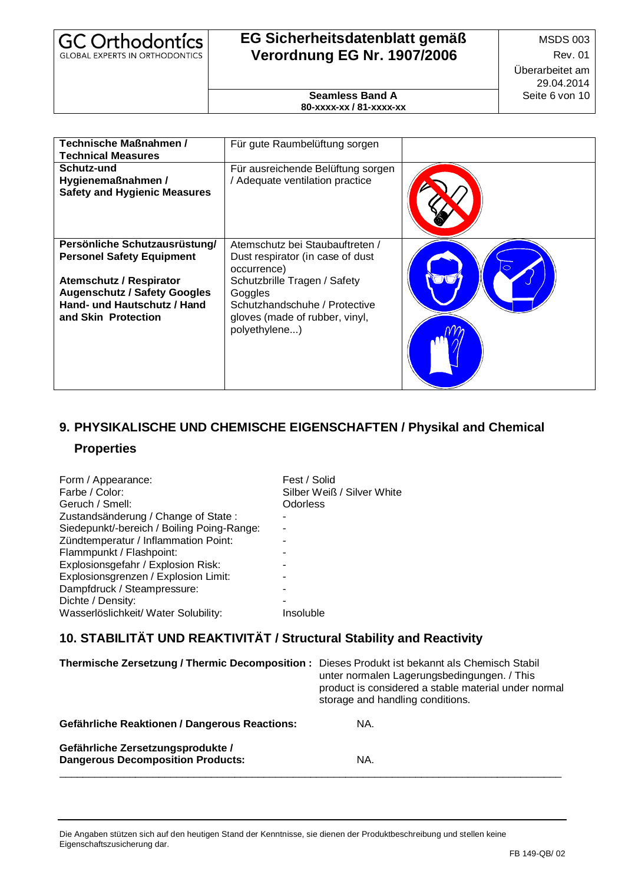| Technische Maßnahmen / Technical Measures | Für gute Raumbelüftung sorgen | |
|---|---|---|
| **Schutz-und Hygienemaßnahmen / Safety and Hygienic Measures** | Für ausreichende Belüftung sorgen / Adequate ventilation practice | |
| **Persönliche Schutzausrüstung/ Personel Safety Equipment**<br><br>**Atemschutz / Respirator**<br>**Augenschutz / Safety Googles**<br>**Hand- und Hautschutz / Hand and Skin Protection** | Atemschutz bei Staubauftreten / Dust respirator (in case of dust occurrence)<br>Schutzbrille Tragen / Safety Goggles<br>Schutzhandschuhe / Protective gloves (made of rubber, vinyl, polyethylene...) | |

## 9. PHYSIKALISCHE UND CHEMISCHE EIGENSCHAFTEN / Physikal and Chemical Properties

| | |
|---|---|
| Form / Appearance: | Fest / Solid |
| Farbe / Color: | Silber Weiß / Silver White |
| Geruch / Smell: | Odorless |
| Zustandsänderung / Change of State : | - |
| Siedepunkt/-bereich / Boiling Poing-Range: | - |
| Zündtemperatur / Inflammation Point: | - |
| Flammpunkt / Flashpoint: | - |
| Explosionsgefahr / Explosion Risk: | - |
| Explosionsgrenzen / Explosion Limit: | - |
| Dampfdruck / Steampressure: | - |
| Dichte / Density: | - |
| Wasserlöslichkeit/ Water Solubility: | Insoluble |

## 10. STABILITÄT UND REAKTIVITÄT / Structural Stability and Reactivity

| | |
|---|---|
| **Thermische Zersetzung / Thermic Decomposition :** | Dieses Produkt ist bekannt als Chemisch Stabil unter normalen Lagerungsbedingungen. / This product is considered a stable material under normal storage and handling conditions. |
| **Gefährliche Reaktionen / Dangerous Reactions:** | NA. |
| **Gefährliche Zersetzungsprodukte / Dangerous Decomposition Products:** | NA. |

Die Angaben stützen sich auf den heutigen Stand der Kenntnisse, sie dienen der Produktbeschreibung und stellen keine Eigenschaftszusicherung dar.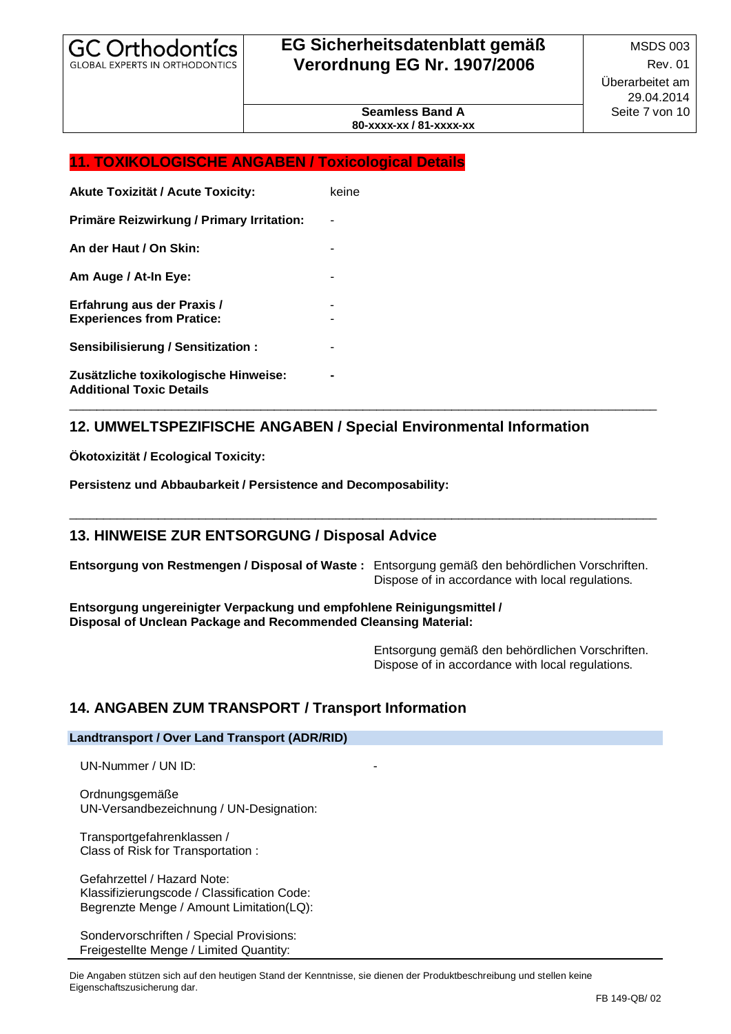## 11. TOXIKOLOGISCHE ANGABEN / Toxicological Details

| | |
|---|---|
| **Akute Toxizität / Acute Toxicity:** | keine |
| **Primäre Reizwirkung / Primary Irritation:** | - |
| **An der Haut / On Skin:** | - |
| **Am Auge / At-In Eye:** | - |
| **Erfahrung aus der Praxis / Experiences from Pratice:** | - - |
| **Sensibilisierung / Sensitization :** | - |
| **Zusätzliche toxikologische Hinweise: Additional Toxic Details** | **-** |

## 12. UMWELTSPEZIFISCHE ANGABEN / Special Environmental Information

**Ökotoxizität / Ecological Toxicity:**

**Persistenz und Abbaubarkeit / Persistence and Decomposability:**

## 13. HINWEISE ZUR ENTSORGUNG / Disposal Advice

**Entsorgung von Restmengen / Disposal of Waste :** Entsorgung gemäß den behördlichen Vorschriften. Dispose of in accordance with local regulations.

**Entsorgung ungereinigter Verpackung und empfohlene Reinigungsmittel / Disposal of Unclean Package and Recommended Cleansing Material:**

Entsorgung gemäß den behördlichen Vorschriften. Dispose of in accordance with local regulations.

## 14. ANGABEN ZUM TRANSPORT / Transport Information

**Landtransport / Over Land Transport (ADR/RID)**

UN-Nummer / UN ID: -

Ordnungsgemäße UN-Versandbezeichnung / UN-Designation:

Transportgefahrenklassen / Class of Risk for Transportation :

Gefahrzettel / Hazard Note:
Klassifizierungscode / Classification Code:
Begrenzte Menge / Amount Limitation(LQ):

Sondervorschriften / Special Provisions:
Freigestellte Menge / Limited Quantity:

Die Angaben stützen sich auf den heutigen Stand der Kenntnisse, sie dienen der Produktbeschreibung und stellen keine Eigenschaftszusicherung dar.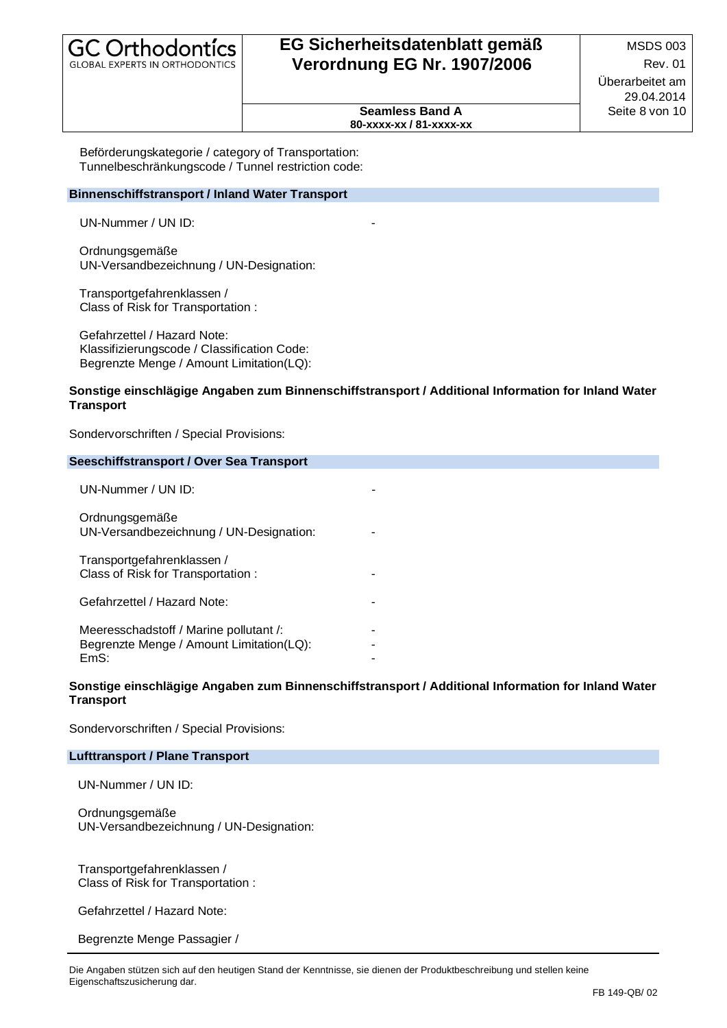Beförderungskategorie / category of Transportation:
Tunnelbeschränkungscode / Tunnel restriction code:

## Binnenschiffstransport / Inland Water Transport

UN-Nummer / UN ID: -

Ordnungsgemäße
UN-Versandbezeichnung / UN-Designation:

Transportgefahrenklassen /
Class of Risk for Transportation :

Gefahrzettel / Hazard Note:
Klassifizierungscode / Classification Code:
Begrenzte Menge / Amount Limitation(LQ):

**Sonstige einschlägige Angaben zum Binnenschiffstransport / Additional Information for Inland Water Transport**

Sondervorschriften / Special Provisions:

## Seeschiffstransport / Over Sea Transport

UN-Nummer / UN ID: -

Ordnungsgemäße
UN-Versandbezeichnung / UN-Designation: -

Transportgefahrenklassen /
Class of Risk for Transportation : -

Gefahrzettel / Hazard Note: -

Meeresschadstoff / Marine pollutant /: -
Begrenzte Menge / Amount Limitation(LQ): -
EmS: -

**Sonstige einschlägige Angaben zum Binnenschiffstransport / Additional Information for Inland Water Transport**

Sondervorschriften / Special Provisions:

## Lufttransport / Plane Transport

UN-Nummer / UN ID:

Ordnungsgemäße
UN-Versandbezeichnung / UN-Designation:

Transportgefahrenklassen /
Class of Risk for Transportation :

Gefahrzettel / Hazard Note:

Begrenzte Menge Passagier /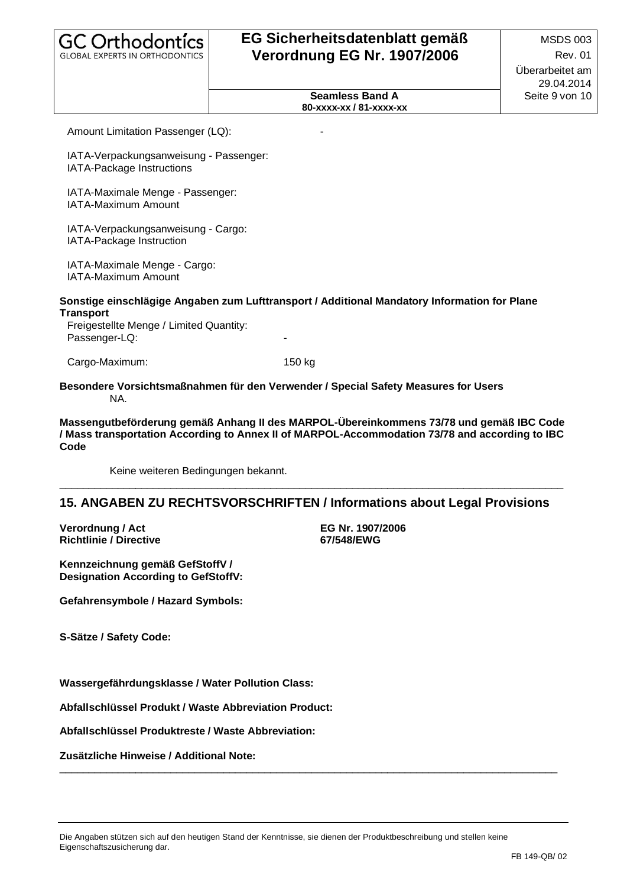Amount Limitation Passenger (LQ): -

IATA-Verpackungsanweisung - Passenger:
IATA-Package Instructions

IATA-Maximale Menge - Passenger:
IATA-Maximum Amount

IATA-Verpackungsanweisung - Cargo:
IATA-Package Instruction

IATA-Maximale Menge - Cargo:
IATA-Maximum Amount

**Sonstige einschlägige Angaben zum Lufttransport / Additional Mandatory Information for Plane Transport**

Freigestellte Menge / Limited Quantity:
Passenger-LQ: -

Cargo-Maximum: 150 kg

**Besondere Vorsichtsmaßnahmen für den Verwender / Special Safety Measures for Users**

NA.

**Massengutbeförderung gemäß Anhang II des MARPOL-Übereinkommens 73/78 und gemäß IBC Code / Mass transportation According to Annex II of MARPOL-Accommodation 73/78 and according to IBC Code**

Keine weiteren Bedingungen bekannt.

---

## 15. ANGABEN ZU RECHTSVORSCHRIFTEN / Informations about Legal Provisions

**Verordnung / Act** **EG Nr. 1907/2006**
**Richtlinie / Directive** **67/548/EWG**

**Kennzeichnung gemäß GefStoffV / Designation According to GefStoffV:**

**Gefahrensymbole / Hazard Symbols:**

**S-Sätze / Safety Code:**

**Wassergefährdungsklasse / Water Pollution Class:**

**Abfallschlüssel Produkt / Waste Abbreviation Product:**

**Abfallschlüssel Produktreste / Waste Abbreviation:**

**Zusätzliche Hinweise / Additional Note:**

---

Die Angaben stützen sich auf den heutigen Stand der Kenntnisse, sie dienen der Produktbeschreibung und stellen keine Eigenschaftszusicherung dar.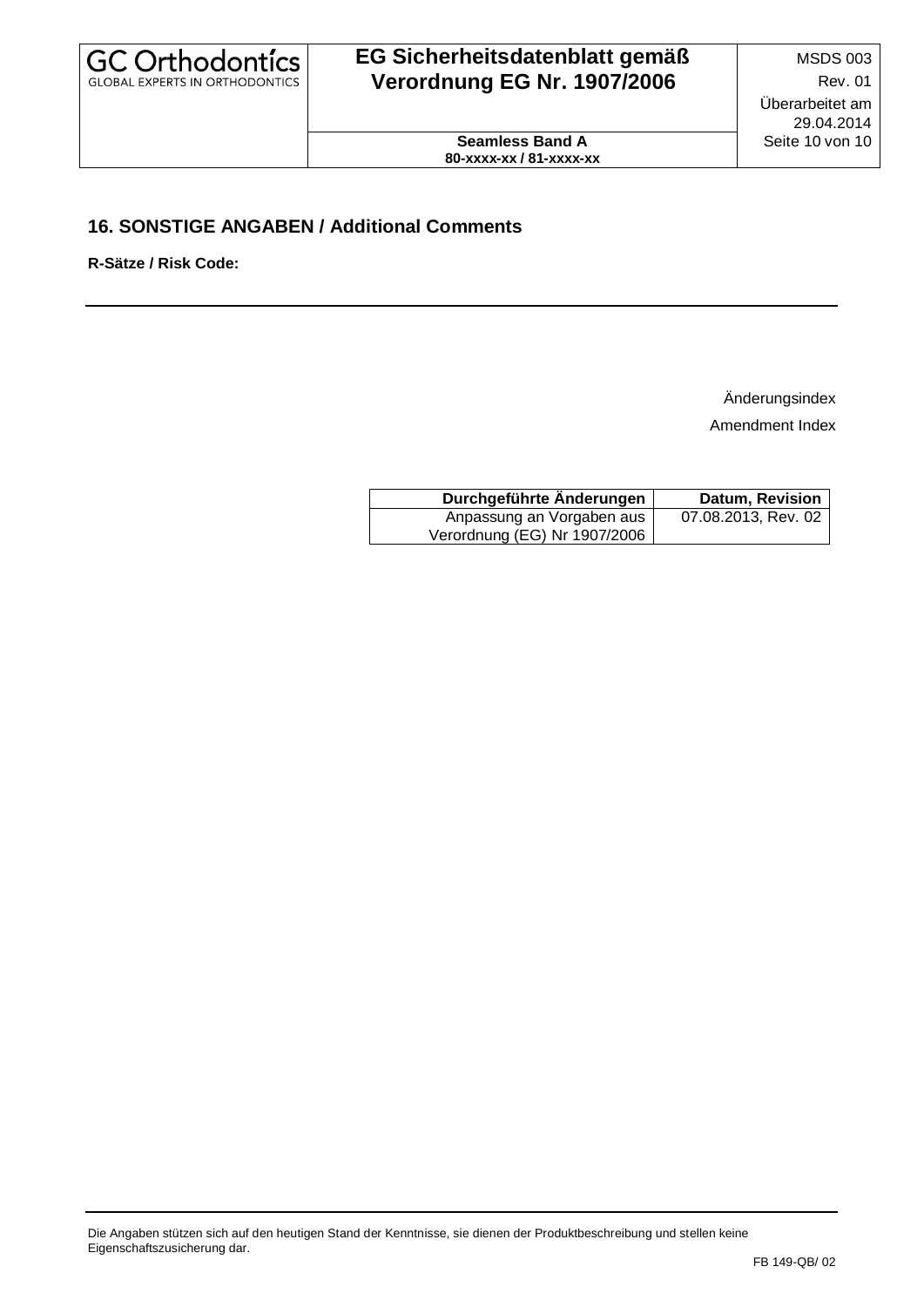## 16. SONSTIGE ANGABEN / Additional Comments

**R-Sätze / Risk Code:**

---

Änderungsindex

Amendment Index

| Durchgeführte Änderungen | Datum, Revision |
|---|---|
| Anpassung an Vorgaben aus Verordnung (EG) Nr 1907/2006 | 07.08.2013, Rev. 02 |

---

Die Angaben stützen sich auf den heutigen Stand der Kenntnisse, sie dienen der Produktbeschreibung und stellen keine Eigenschaftszusicherung dar.

FB 149-QB/ 02